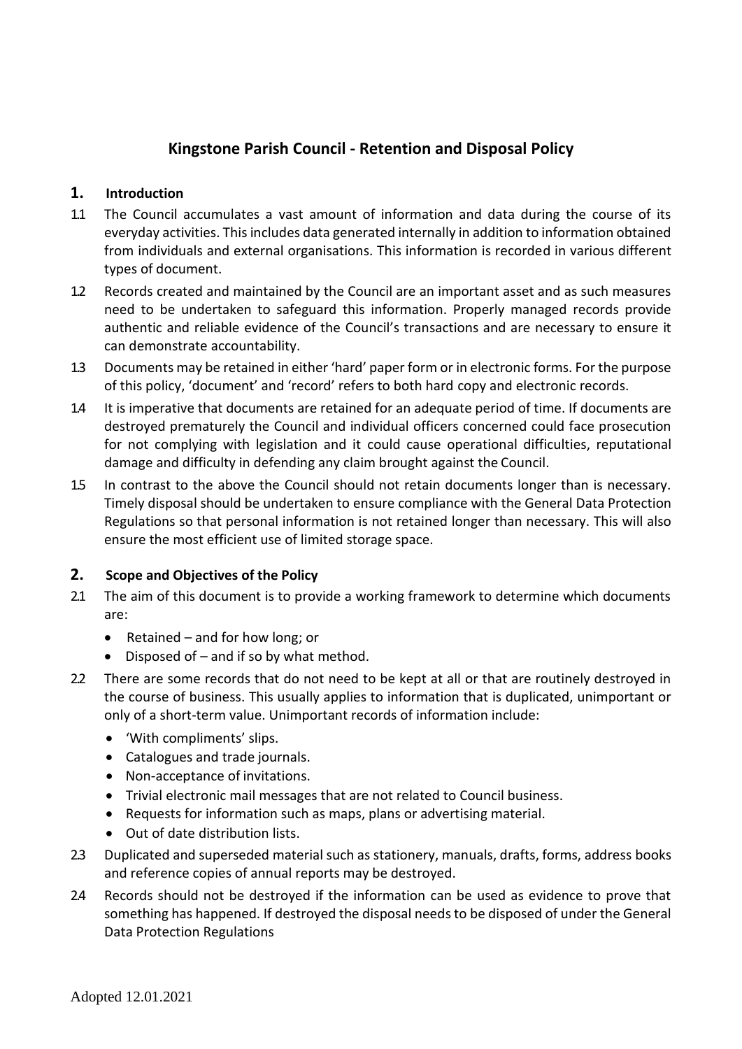# Kingstone Parish Council - Retention and Disposal Policy

## 1. Introduction

1.1 The Council accumulates a vast amount of information and data during the course of its everyday activities. This includes data generated internally in addition to information obtained from individuals and external organisations. This information is recorded in various different types of document.

1.2 Records created and maintained by the Council are an important asset and as such measures need to be undertaken to safeguard this information. Properly managed records provide authentic and reliable evidence of the Council's transactions and are necessary to ensure it can demonstrate accountability.

1.3 Documents may be retained in either 'hard' paper form or in electronic forms. For the purpose of this policy, 'document' and 'record' refers to both hard copy and electronic records.

1.4 It is imperative that documents are retained for an adequate period of time. If documents are destroyed prematurely the Council and individual officers concerned could face prosecution for not complying with legislation and it could cause operational difficulties, reputational damage and difficulty in defending any claim brought against the Council.

1.5 In contrast to the above the Council should not retain documents longer than is necessary. Timely disposal should be undertaken to ensure compliance with the General Data Protection Regulations so that personal information is not retained longer than necessary. This will also ensure the most efficient use of limited storage space.

## 2. Scope and Objectives of the Policy

2.1 The aim of this document is to provide a working framework to determine which documents are:

- Retained – and for how long; or
- Disposed of – and if so by what method.

2.2 There are some records that do not need to be kept at all or that are routinely destroyed in the course of business. This usually applies to information that is duplicated, unimportant or only of a short-term value. Unimportant records of information include:

- 'With compliments' slips.
- Catalogues and trade journals.
- Non-acceptance of invitations.
- Trivial electronic mail messages that are not related to Council business.
- Requests for information such as maps, plans or advertising material.
- Out of date distribution lists.

2.3 Duplicated and superseded material such as stationery, manuals, drafts, forms, address books and reference copies of annual reports may be destroyed.

2.4 Records should not be destroyed if the information can be used as evidence to prove that something has happened. If destroyed the disposal needs to be disposed of under the General Data Protection Regulations

Adopted 12.01.2021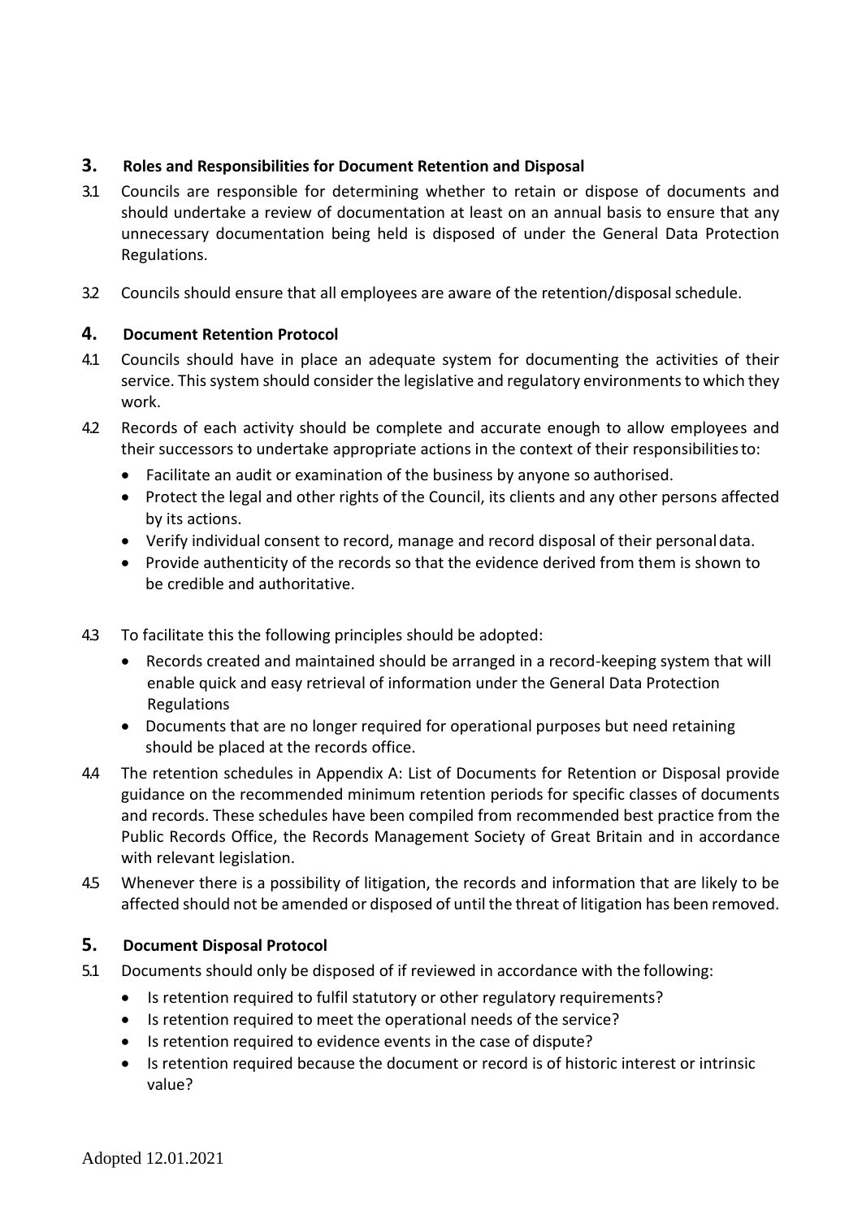## 3. Roles and Responsibilities for Document Retention and Disposal

3.1 Councils are responsible for determining whether to retain or dispose of documents and should undertake a review of documentation at least on an annual basis to ensure that any unnecessary documentation being held is disposed of under the General Data Protection Regulations.

3.2 Councils should ensure that all employees are aware of the retention/disposal schedule.

## 4. Document Retention Protocol

4.1 Councils should have in place an adequate system for documenting the activities of their service. This system should consider the legislative and regulatory environments to which they work.

4.2 Records of each activity should be complete and accurate enough to allow employees and their successors to undertake appropriate actions in the context of their responsibilities to:

- Facilitate an audit or examination of the business by anyone so authorised.
- Protect the legal and other rights of the Council, its clients and any other persons affected by its actions.
- Verify individual consent to record, manage and record disposal of their personal data.
- Provide authenticity of the records so that the evidence derived from them is shown to be credible and authoritative.

4.3 To facilitate this the following principles should be adopted:

- Records created and maintained should be arranged in a record-keeping system that will enable quick and easy retrieval of information under the General Data Protection Regulations
- Documents that are no longer required for operational purposes but need retaining should be placed at the records office.

4.4 The retention schedules in Appendix A: List of Documents for Retention or Disposal provide guidance on the recommended minimum retention periods for specific classes of documents and records. These schedules have been compiled from recommended best practice from the Public Records Office, the Records Management Society of Great Britain and in accordance with relevant legislation.

4.5 Whenever there is a possibility of litigation, the records and information that are likely to be affected should not be amended or disposed of until the threat of litigation has been removed.

## 5. Document Disposal Protocol

5.1 Documents should only be disposed of if reviewed in accordance with the following:

- Is retention required to fulfil statutory or other regulatory requirements?
- Is retention required to meet the operational needs of the service?
- Is retention required to evidence events in the case of dispute?
- Is retention required because the document or record is of historic interest or intrinsic value?

Adopted 12.01.2021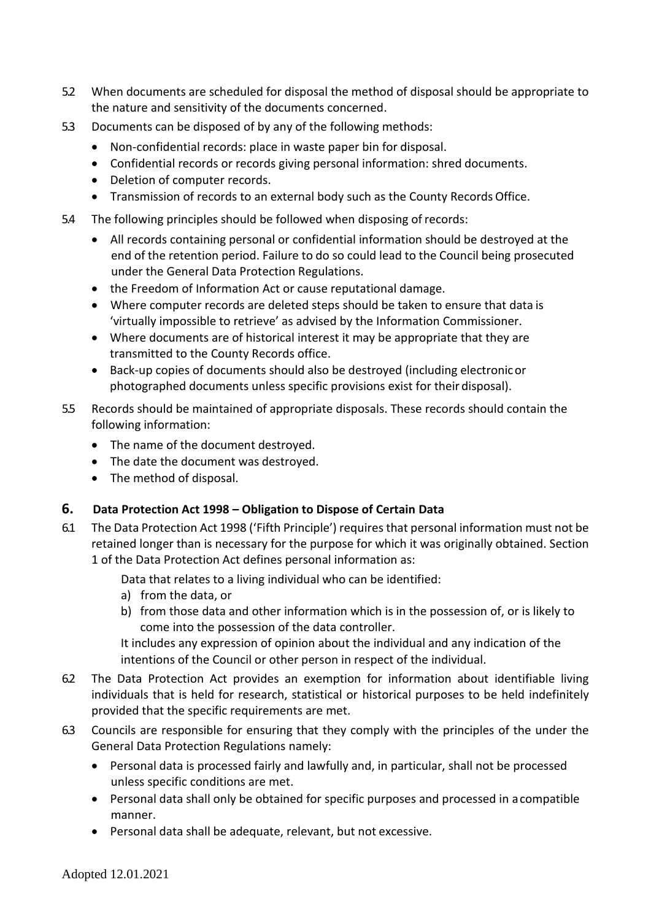5.2 When documents are scheduled for disposal the method of disposal should be appropriate to the nature and sensitivity of the documents concerned.

5.3 Documents can be disposed of by any of the following methods:

- Non-confidential records: place in waste paper bin for disposal.
- Confidential records or records giving personal information: shred documents.
- Deletion of computer records.
- Transmission of records to an external body such as the County Records Office.

5.4 The following principles should be followed when disposing of records:

- All records containing personal or confidential information should be destroyed at the end of the retention period. Failure to do so could lead to the Council being prosecuted under the General Data Protection Regulations.
- the Freedom of Information Act or cause reputational damage.
- Where computer records are deleted steps should be taken to ensure that data is 'virtually impossible to retrieve' as advised by the Information Commissioner.
- Where documents are of historical interest it may be appropriate that they are transmitted to the County Records office.
- Back-up copies of documents should also be destroyed (including electronic or photographed documents unless specific provisions exist for their disposal).

5.5 Records should be maintained of appropriate disposals. These records should contain the following information:

- The name of the document destroyed.
- The date the document was destroyed.
- The method of disposal.

## 6. Data Protection Act 1998 – Obligation to Dispose of Certain Data

6.1 The Data Protection Act 1998 ('Fifth Principle') requires that personal information must not be retained longer than is necessary for the purpose for which it was originally obtained. Section 1 of the Data Protection Act defines personal information as:

Data that relates to a living individual who can be identified:

a) from the data, or
b) from those data and other information which is in the possession of, or is likely to come into the possession of the data controller.

It includes any expression of opinion about the individual and any indication of the intentions of the Council or other person in respect of the individual.

6.2 The Data Protection Act provides an exemption for information about identifiable living individuals that is held for research, statistical or historical purposes to be held indefinitely provided that the specific requirements are met.

6.3 Councils are responsible for ensuring that they comply with the principles of the under the General Data Protection Regulations namely:

- Personal data is processed fairly and lawfully and, in particular, shall not be processed unless specific conditions are met.
- Personal data shall only be obtained for specific purposes and processed in a compatible manner.
- Personal data shall be adequate, relevant, but not excessive.

Adopted 12.01.2021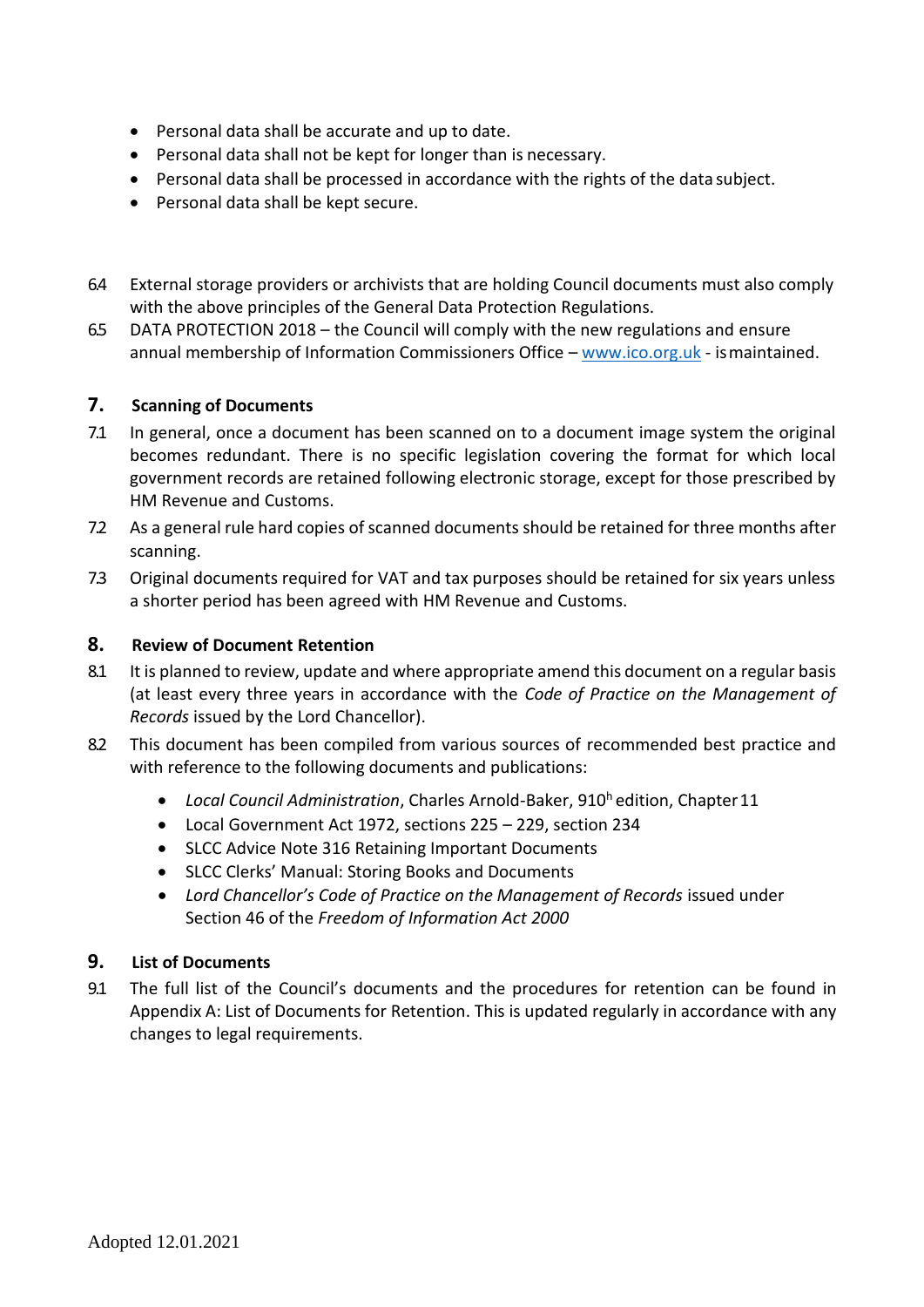- Personal data shall be accurate and up to date.
- Personal data shall not be kept for longer than is necessary.
- Personal data shall be processed in accordance with the rights of the data subject.
- Personal data shall be kept secure.

6.4 External storage providers or archivists that are holding Council documents must also comply with the above principles of the General Data Protection Regulations.

6.5 DATA PROTECTION 2018 – the Council will comply with the new regulations and ensure annual membership of Information Commissioners Office – [www.ico.org.uk](http://www.ico.org.uk) - is maintained.

## 7. Scanning of Documents

7.1 In general, once a document has been scanned on to a document image system the original becomes redundant. There is no specific legislation covering the format for which local government records are retained following electronic storage, except for those prescribed by HM Revenue and Customs.

7.2 As a general rule hard copies of scanned documents should be retained for three months after scanning.

7.3 Original documents required for VAT and tax purposes should be retained for six years unless a shorter period has been agreed with HM Revenue and Customs.

## 8. Review of Document Retention

8.1 It is planned to review, update and where appropriate amend this document on a regular basis (at least every three years in accordance with the *Code of Practice on the Management of Records* issued by the Lord Chancellor).

8.2 This document has been compiled from various sources of recommended best practice and with reference to the following documents and publications:

- *Local Council Administration*, Charles Arnold-Baker, 910h edition, Chapter 11
- Local Government Act 1972, sections 225 – 229, section 234
- SLCC Advice Note 316 Retaining Important Documents
- SLCC Clerks' Manual: Storing Books and Documents
- *Lord Chancellor's Code of Practice on the Management of Records* issued under Section 46 of the *Freedom of Information Act 2000*

## 9. List of Documents

9.1 The full list of the Council's documents and the procedures for retention can be found in Appendix A: List of Documents for Retention. This is updated regularly in accordance with any changes to legal requirements.

Adopted 12.01.2021